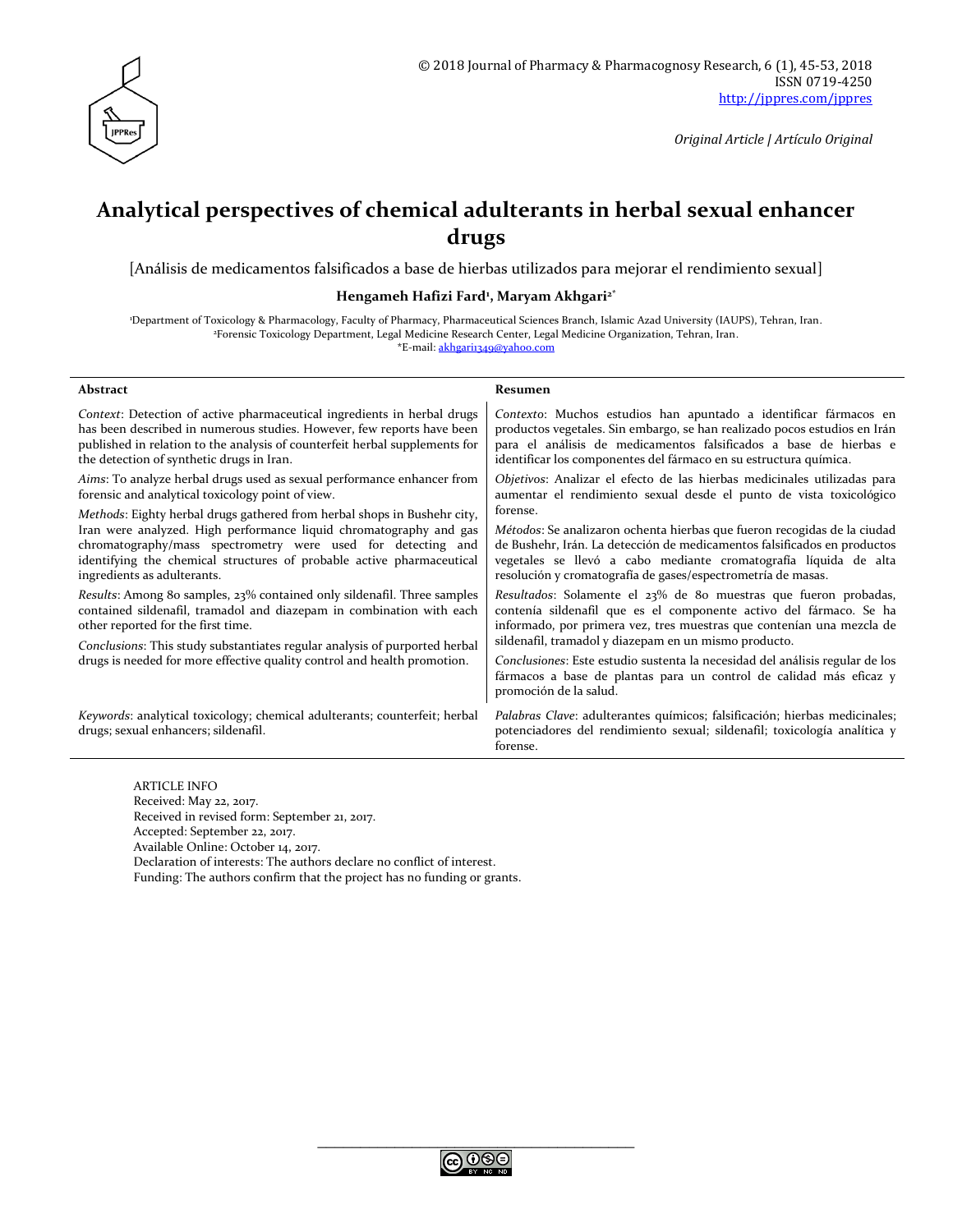© 2018 Journal of Pharmacy & Pharmacognosy Research, 6 (1), 45-53, 2018
ISSN 0719-4250
http://jppres.com/jppres

*Original Article | Artículo Original*

# Analytical perspectives of chemical adulterants in herbal sexual enhancer drugs

[Análisis de medicamentos falsificados a base de hierbas utilizados para mejorar el rendimiento sexual]

**Hengameh Hafizi Fard[1], Maryam Akhgari[2*]**

[1]Department of Toxicology & Pharmacology, Faculty of Pharmacy, Pharmaceutical Sciences Branch, Islamic Azad University (IAUPS), Tehran, Iran.
[2]Forensic Toxicology Department, Legal Medicine Research Center, Legal Medicine Organization, Tehran, Iran.
*E-mail: akhgari1349@yahoo.com

## Abstract

*Context*: Detection of active pharmaceutical ingredients in herbal drugs has been described in numerous studies. However, few reports have been published in relation to the analysis of counterfeit herbal supplements for the detection of synthetic drugs in Iran.

*Aims*: To analyze herbal drugs used as sexual performance enhancer from forensic and analytical toxicology point of view.

*Methods*: Eighty herbal drugs gathered from herbal shops in Bushehr city, Iran were analyzed. High performance liquid chromatography and gas chromatography/mass spectrometry were used for detecting and identifying the chemical structures of probable active pharmaceutical ingredients as adulterants.

*Results*: Among 80 samples, 23% contained only sildenafil. Three samples contained sildenafil, tramadol and diazepam in combination with each other reported for the first time.

*Conclusions*: This study substantiates regular analysis of purported herbal drugs is needed for more effective quality control and health promotion.

*Keywords*: analytical toxicology; chemical adulterants; counterfeit; herbal drugs; sexual enhancers; sildenafil.

## Resumen

*Contexto*: Muchos estudios han apuntado a identificar fármacos en productos vegetales. Sin embargo, se han realizado pocos estudios en Irán para el análisis de medicamentos falsificados a base de hierbas e identificar los componentes del fármaco en su estructura química.

*Objetivos*: Analizar el efecto de las hierbas medicinales utilizadas para aumentar el rendimiento sexual desde el punto de vista toxicológico forense.

*Métodos*: Se analizaron ochenta hierbas que fueron recogidas de la ciudad de Bushehr, Irán. La detección de medicamentos falsificados en productos vegetales se llevó a cabo mediante cromatografía líquida de alta resolución y cromatografía de gases/espectrometría de masas.

*Resultados*: Solamente el 23% de 80 muestras que fueron probadas, contenía sildenafil que es el componente activo del fármaco. Se ha informado, por primera vez, tres muestras que contenían una mezcla de sildenafil, tramadol y diazepam en un mismo producto.

*Conclusiones*: Este estudio sustenta la necesidad del análisis regular de los fármacos a base de plantas para un control de calidad más eficaz y promoción de la salud.

*Palabras Clave*: adulterantes químicos; falsificación; hierbas medicinales; potenciadores del rendimiento sexual; sildenafil; toxicología analítica y forense.

ARTICLE INFO
Received: May 22, 2017.
Received in revised form: September 21, 2017.
Accepted: September 22, 2017.
Available Online: October 14, 2017.
Declaration of interests: The authors declare no conflict of interest.
Funding: The authors confirm that the project has no funding or grants.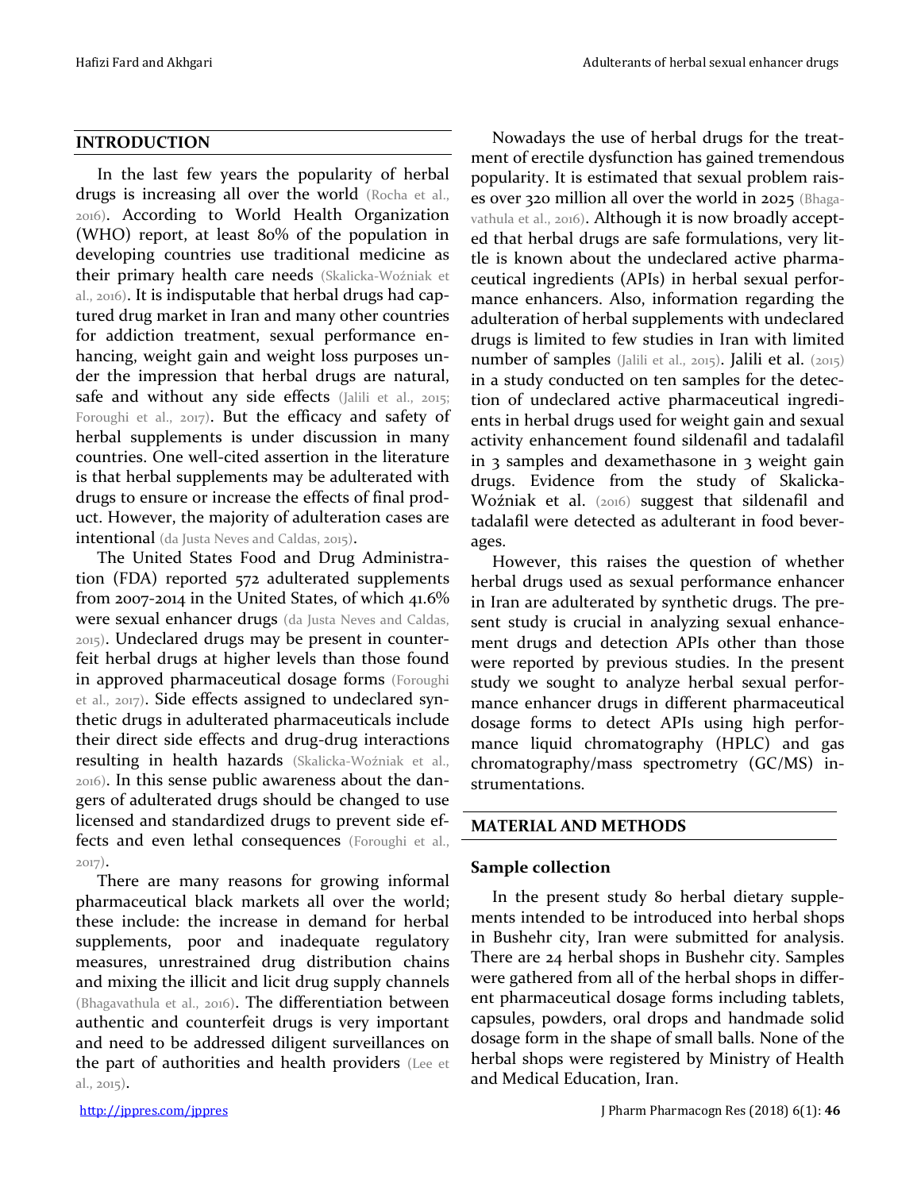## INTRODUCTION

In the last few years the popularity of herbal drugs is increasing all over the world (Rocha et al., 2016). According to World Health Organization (WHO) report, at least 80% of the population in developing countries use traditional medicine as their primary health care needs (Skalicka-Woźniak et al., 2016). It is indisputable that herbal drugs had captured drug market in Iran and many other countries for addiction treatment, sexual performance enhancing, weight gain and weight loss purposes under the impression that herbal drugs are natural, safe and without any side effects (Jalili et al., 2015; Foroughi et al., 2017). But the efficacy and safety of herbal supplements is under discussion in many countries. One well-cited assertion in the literature is that herbal supplements may be adulterated with drugs to ensure or increase the effects of final product. However, the majority of adulteration cases are intentional (da Justa Neves and Caldas, 2015).

The United States Food and Drug Administration (FDA) reported 572 adulterated supplements from 2007-2014 in the United States, of which 41.6% were sexual enhancer drugs (da Justa Neves and Caldas, 2015). Undeclared drugs may be present in counterfeit herbal drugs at higher levels than those found in approved pharmaceutical dosage forms (Foroughi et al., 2017). Side effects assigned to undeclared synthetic drugs in adulterated pharmaceuticals include their direct side effects and drug-drug interactions resulting in health hazards (Skalicka-Woźniak et al., 2016). In this sense public awareness about the dangers of adulterated drugs should be changed to use licensed and standardized drugs to prevent side effects and even lethal consequences (Foroughi et al., 2017).

There are many reasons for growing informal pharmaceutical black markets all over the world; these include: the increase in demand for herbal supplements, poor and inadequate regulatory measures, unrestrained drug distribution chains and mixing the illicit and licit drug supply channels (Bhagavathula et al., 2016). The differentiation between authentic and counterfeit drugs is very important and need to be addressed diligent surveillances on the part of authorities and health providers (Lee et al., 2015).

Nowadays the use of herbal drugs for the treatment of erectile dysfunction has gained tremendous popularity. It is estimated that sexual problem raises over 320 million all over the world in 2025 (Bhagavathula et al., 2016). Although it is now broadly accepted that herbal drugs are safe formulations, very little is known about the undeclared active pharmaceutical ingredients (APIs) in herbal sexual performance enhancers. Also, information regarding the adulteration of herbal supplements with undeclared drugs is limited to few studies in Iran with limited number of samples (Jalili et al., 2015). Jalili et al. (2015) in a study conducted on ten samples for the detection of undeclared active pharmaceutical ingredients in herbal drugs used for weight gain and sexual activity enhancement found sildenafil and tadalafil in 3 samples and dexamethasone in 3 weight gain drugs. Evidence from the study of Skalicka-Woźniak et al. (2016) suggest that sildenafil and tadalafil were detected as adulterant in food beverages.

However, this raises the question of whether herbal drugs used as sexual performance enhancer in Iran are adulterated by synthetic drugs. The present study is crucial in analyzing sexual enhancement drugs and detection APIs other than those were reported by previous studies. In the present study we sought to analyze herbal sexual performance enhancer drugs in different pharmaceutical dosage forms to detect APIs using high performance liquid chromatography (HPLC) and gas chromatography/mass spectrometry (GC/MS) instrumentations.

## MATERIAL AND METHODS

### Sample collection

In the present study 80 herbal dietary supplements intended to be introduced into herbal shops in Bushehr city, Iran were submitted for analysis. There are 24 herbal shops in Bushehr city. Samples were gathered from all of the herbal shops in different pharmaceutical dosage forms including tablets, capsules, powders, oral drops and handmade solid dosage form in the shape of small balls. None of the herbal shops were registered by Ministry of Health and Medical Education, Iran.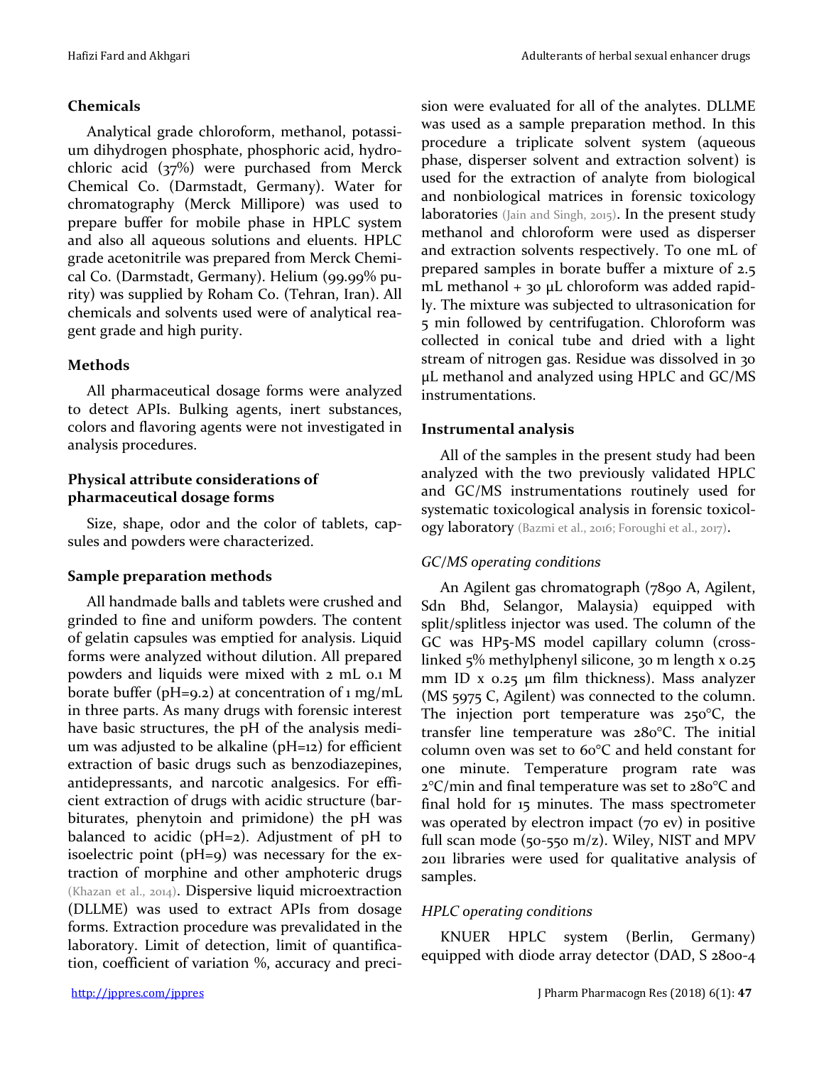## Chemicals

Analytical grade chloroform, methanol, potassium dihydrogen phosphate, phosphoric acid, hydrochloric acid (37%) were purchased from Merck Chemical Co. (Darmstadt, Germany). Water for chromatography (Merck Millipore) was used to prepare buffer for mobile phase in HPLC system and also all aqueous solutions and eluents. HPLC grade acetonitrile was prepared from Merck Chemical Co. (Darmstadt, Germany). Helium (99.99% purity) was supplied by Roham Co. (Tehran, Iran). All chemicals and solvents used were of analytical reagent grade and high purity.

## Methods

All pharmaceutical dosage forms were analyzed to detect APIs. Bulking agents, inert substances, colors and flavoring agents were not investigated in analysis procedures.

### Physical attribute considerations of pharmaceutical dosage forms

Size, shape, odor and the color of tablets, capsules and powders were characterized.

### Sample preparation methods

All handmade balls and tablets were crushed and grinded to fine and uniform powders. The content of gelatin capsules was emptied for analysis. Liquid forms were analyzed without dilution. All prepared powders and liquids were mixed with 2 mL 0.1 M borate buffer (pH=9.2) at concentration of 1 mg/mL in three parts. As many drugs with forensic interest have basic structures, the pH of the analysis medium was adjusted to be alkaline (pH=12) for efficient extraction of basic drugs such as benzodiazepines, antidepressants, and narcotic analgesics. For efficient extraction of drugs with acidic structure (barbiturates, phenytoin and primidone) the pH was balanced to acidic (pH=2). Adjustment of pH to isoelectric point (pH=9) was necessary for the extraction of morphine and other amphoteric drugs (Khazan et al., 2014). Dispersive liquid microextraction (DLLME) was used to extract APIs from dosage forms. Extraction procedure was prevalidated in the laboratory. Limit of detection, limit of quantification, coefficient of variation %, accuracy and precision were evaluated for all of the analytes. DLLME was used as a sample preparation method. In this procedure a triplicate solvent system (aqueous phase, disperser solvent and extraction solvent) is used for the extraction of analyte from biological and nonbiological matrices in forensic toxicology laboratories (Jain and Singh, 2015). In the present study methanol and chloroform were used as disperser and extraction solvents respectively. To one mL of prepared samples in borate buffer a mixture of 2.5 mL methanol + 30 µL chloroform was added rapidly. The mixture was subjected to ultrasonication for 5 min followed by centrifugation. Chloroform was collected in conical tube and dried with a light stream of nitrogen gas. Residue was dissolved in 30 µL methanol and analyzed using HPLC and GC/MS instrumentations.

### Instrumental analysis

All of the samples in the present study had been analyzed with the two previously validated HPLC and GC/MS instrumentations routinely used for systematic toxicological analysis in forensic toxicology laboratory (Bazmi et al., 2016; Foroughi et al., 2017).

#### *GC/MS operating conditions*

An Agilent gas chromatograph (7890 A, Agilent, Sdn Bhd, Selangor, Malaysia) equipped with split/splitless injector was used. The column of the GC was HP5-MS model capillary column (cross-linked 5% methylphenyl silicone, 30 m length x 0.25 mm ID x 0.25 µm film thickness). Mass analyzer (MS 5975 C, Agilent) was connected to the column. The injection port temperature was 250°C, the transfer line temperature was 280°C. The initial column oven was set to 60°C and held constant for one minute. Temperature program rate was 2°C/min and final temperature was set to 280°C and final hold for 15 minutes. The mass spectrometer was operated by electron impact (70 ev) in positive full scan mode (50-550 m/z). Wiley, NIST and MPV 2011 libraries were used for qualitative analysis of samples.

#### *HPLC operating conditions*

KNUER HPLC system (Berlin, Germany) equipped with diode array detector (DAD, S 2800-4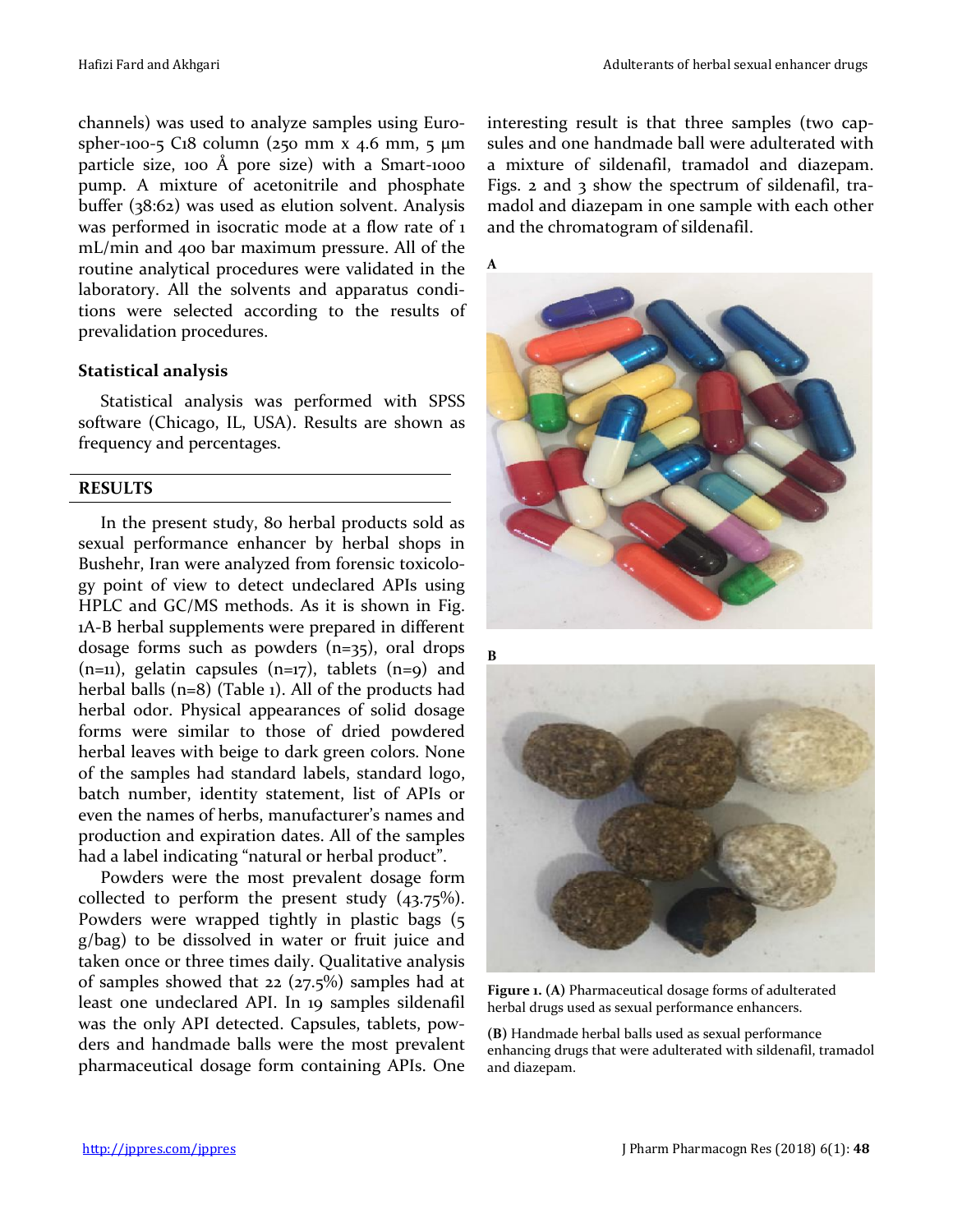channels) was used to analyze samples using Eurospher-100-5 C18 column (250 mm x 4.6 mm, 5 µm particle size, 100 Å pore size) with a Smart-1000 pump. A mixture of acetonitrile and phosphate buffer (38:62) was used as elution solvent. Analysis was performed in isocratic mode at a flow rate of 1 mL/min and 400 bar maximum pressure. All of the routine analytical procedures were validated in the laboratory. All the solvents and apparatus conditions were selected according to the results of prevalidation procedures.

### Statistical analysis

Statistical analysis was performed with SPSS software (Chicago, IL, USA). Results are shown as frequency and percentages.

## RESULTS

In the present study, 80 herbal products sold as sexual performance enhancer by herbal shops in Bushehr, Iran were analyzed from forensic toxicology point of view to detect undeclared APIs using HPLC and GC/MS methods. As it is shown in Fig. 1A-B herbal supplements were prepared in different dosage forms such as powders (n=35), oral drops (n=11), gelatin capsules (n=17), tablets (n=9) and herbal balls (n=8) (Table 1). All of the products had herbal odor. Physical appearances of solid dosage forms were similar to those of dried powdered herbal leaves with beige to dark green colors. None of the samples had standard labels, standard logo, batch number, identity statement, list of APIs or even the names of herbs, manufacturer's names and production and expiration dates. All of the samples had a label indicating "natural or herbal product".

Powders were the most prevalent dosage form collected to perform the present study (43.75%). Powders were wrapped tightly in plastic bags (5 g/bag) to be dissolved in water or fruit juice and taken once or three times daily. Qualitative analysis of samples showed that 22 (27.5%) samples had at least one undeclared API. In 19 samples sildenafil was the only API detected. Capsules, tablets, powders and handmade balls were the most prevalent pharmaceutical dosage form containing APIs. One interesting result is that three samples (two capsules and one handmade ball were adulterated with a mixture of sildenafil, tramadol and diazepam. Figs. 2 and 3 show the spectrum of sildenafil, tramadol and diazepam in one sample with each other and the chromatogram of sildenafil.

**Figure 1. (A)** Pharmaceutical dosage forms of adulterated herbal drugs used as sexual performance enhancers.

**(B)** Handmade herbal balls used as sexual performance enhancing drugs that were adulterated with sildenafil, tramadol and diazepam.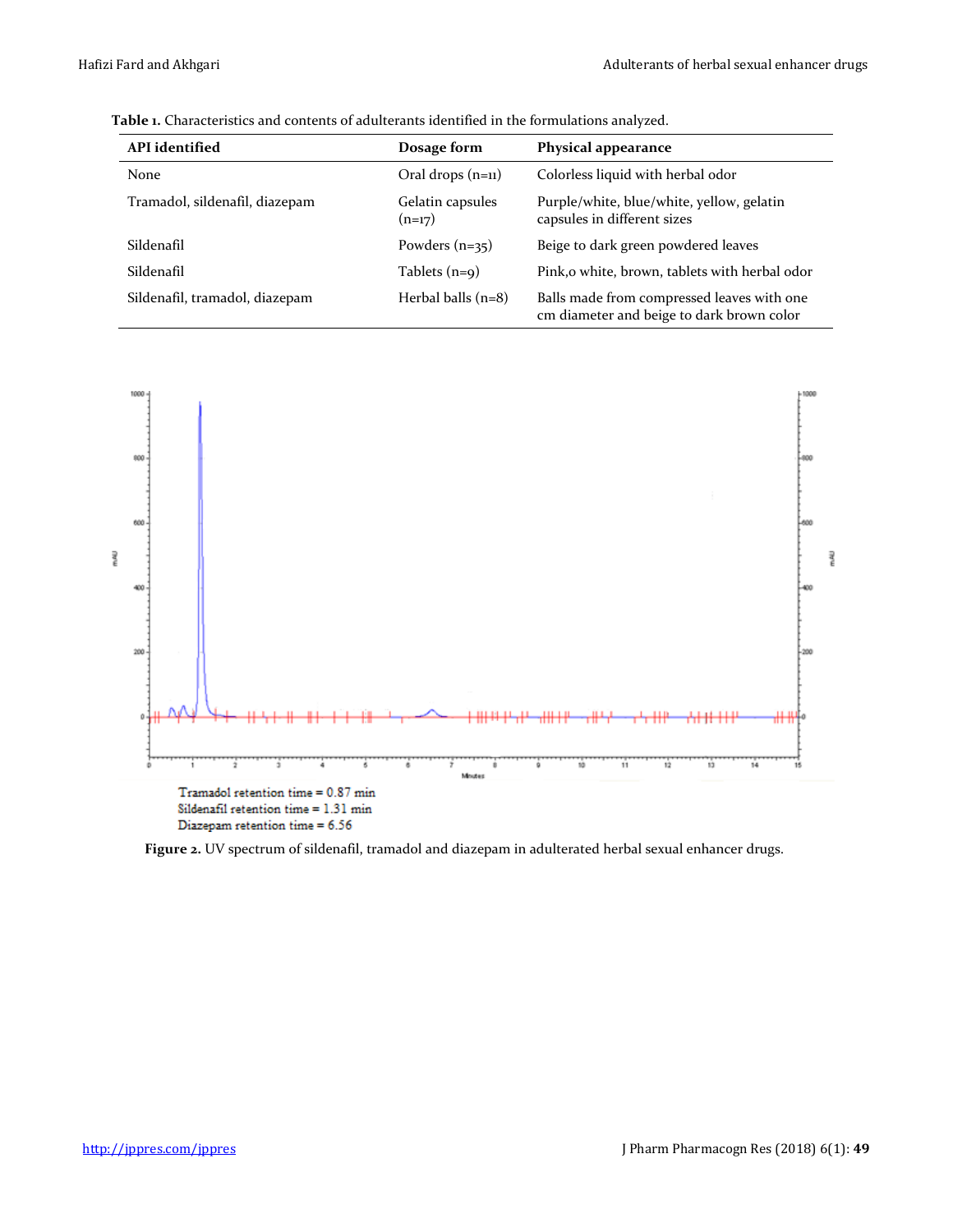**Table 1.** Characteristics and contents of adulterants identified in the formulations analyzed.

| API identified | Dosage form | Physical appearance |
|---|---|---|
| None | Oral drops (n=11) | Colorless liquid with herbal odor |
| Tramadol, sildenafil, diazepam | Gelatin capsules (n=17) | Purple/white, blue/white, yellow, gelatin capsules in different sizes |
| Sildenafil | Powders (n=35) | Beige to dark green powdered leaves |
| Sildenafil | Tablets (n=9) | Pink,o white, brown, tablets with herbal odor |
| Sildenafil, tramadol, diazepam | Herbal balls (n=8) | Balls made from compressed leaves with one cm diameter and beige to dark brown color |

Tramadol retention time = 0.87 min
Sildenafil retention time = 1.31 min
Diazepam retention time = 6.56

**Figure 2.** UV spectrum of sildenafil, tramadol and diazepam in adulterated herbal sexual enhancer drugs.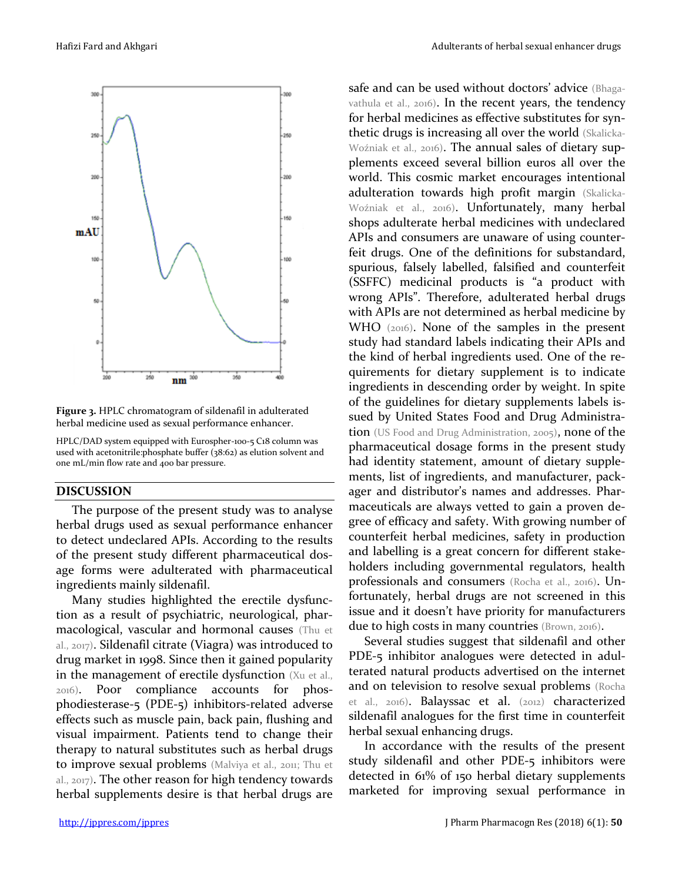**Figure 3.** HPLC chromatogram of sildenafil in adulterated herbal medicine used as sexual performance enhancer.

HPLC/DAD system equipped with Eurospher-100-5 C18 column was used with acetonitrile:phosphate buffer (38:62) as elution solvent and one mL/min flow rate and 400 bar pressure.

## DISCUSSION

The purpose of the present study was to analyse herbal drugs used as sexual performance enhancer to detect undeclared APIs. According to the results of the present study different pharmaceutical dosage forms were adulterated with pharmaceutical ingredients mainly sildenafil.

Many studies highlighted the erectile dysfunction as a result of psychiatric, neurological, pharmacological, vascular and hormonal causes (Thu et al., 2017). Sildenafil citrate (Viagra) was introduced to drug market in 1998. Since then it gained popularity in the management of erectile dysfunction (Xu et al., 2016). Poor compliance accounts for phosphodiesterase-5 (PDE-5) inhibitors-related adverse effects such as muscle pain, back pain, flushing and visual impairment. Patients tend to change their therapy to natural substitutes such as herbal drugs to improve sexual problems (Malviya et al., 2011; Thu et al., 2017). The other reason for high tendency towards herbal supplements desire is that herbal drugs are safe and can be used without doctors' advice (Bhagavathula et al., 2016). In the recent years, the tendency for herbal medicines as effective substitutes for synthetic drugs is increasing all over the world (Skalicka-Woźniak et al., 2016). The annual sales of dietary supplements exceed several billion euros all over the world. This cosmic market encourages intentional adulteration towards high profit margin (Skalicka-Woźniak et al., 2016). Unfortunately, many herbal shops adulterate herbal medicines with undeclared APIs and consumers are unaware of using counterfeit drugs. One of the definitions for substandard, spurious, falsely labelled, falsified and counterfeit (SSFFC) medicinal products is "a product with wrong APIs". Therefore, adulterated herbal drugs with APIs are not determined as herbal medicine by WHO (2016). None of the samples in the present study had standard labels indicating their APIs and the kind of herbal ingredients used. One of the requirements for dietary supplement is to indicate ingredients in descending order by weight. In spite of the guidelines for dietary supplements labels issued by United States Food and Drug Administration (US Food and Drug Administration, 2005), none of the pharmaceutical dosage forms in the present study had identity statement, amount of dietary supplements, list of ingredients, and manufacturer, packager and distributor's names and addresses. Pharmaceuticals are always vetted to gain a proven degree of efficacy and safety. With growing number of counterfeit herbal medicines, safety in production and labelling is a great concern for different stakeholders including governmental regulators, health professionals and consumers (Rocha et al., 2016). Unfortunately, herbal drugs are not screened in this issue and it doesn't have priority for manufacturers due to high costs in many countries (Brown, 2016).

Several studies suggest that sildenafil and other PDE-5 inhibitor analogues were detected in adulterated natural products advertised on the internet and on television to resolve sexual problems (Rocha et al., 2016). Balayssac et al. (2012) characterized sildenafil analogues for the first time in counterfeit herbal sexual enhancing drugs.

In accordance with the results of the present study sildenafil and other PDE-5 inhibitors were detected in 61% of 150 herbal dietary supplements marketed for improving sexual performance in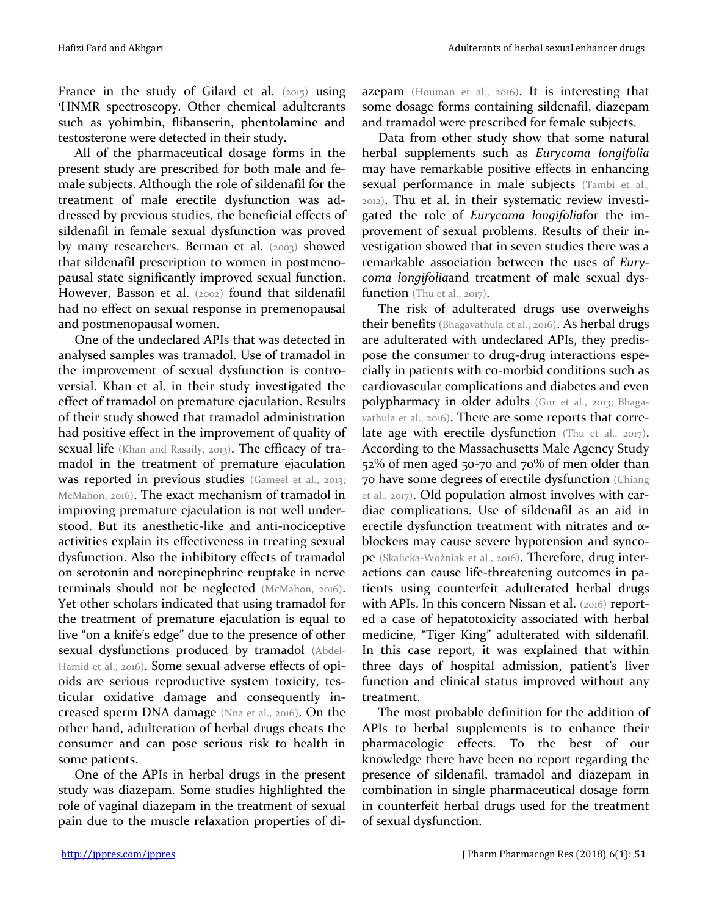France in the study of Gilard et al. (2015) using [1]HNMR spectroscopy. Other chemical adulterants such as yohimbin, flibanserin, phentolamine and testosterone were detected in their study.

All of the pharmaceutical dosage forms in the present study are prescribed for both male and female subjects. Although the role of sildenafil for the treatment of male erectile dysfunction was addressed by previous studies, the beneficial effects of sildenafil in female sexual dysfunction was proved by many researchers. Berman et al. (2003) showed that sildenafil prescription to women in postmenopausal state significantly improved sexual function. However, Basson et al. (2002) found that sildenafil had no effect on sexual response in premenopausal and postmenopausal women.

One of the undeclared APIs that was detected in analysed samples was tramadol. Use of tramadol in the improvement of sexual dysfunction is controversial. Khan et al. in their study investigated the effect of tramadol on premature ejaculation. Results of their study showed that tramadol administration had positive effect in the improvement of quality of sexual life (Khan and Rasaily, 2013). The efficacy of tramadol in the treatment of premature ejaculation was reported in previous studies (Gameel et al., 2013; McMahon, 2016). The exact mechanism of tramadol in improving premature ejaculation is not well understood. But its anesthetic-like and anti-nociceptive activities explain its effectiveness in treating sexual dysfunction. Also the inhibitory effects of tramadol on serotonin and norepinephrine reuptake in nerve terminals should not be neglected (McMahon, 2016). Yet other scholars indicated that using tramadol for the treatment of premature ejaculation is equal to live "on a knife's edge" due to the presence of other sexual dysfunctions produced by tramadol (Abdel-Hamid et al., 2016). Some sexual adverse effects of opioids are serious reproductive system toxicity, testicular oxidative damage and consequently increased sperm DNA damage (Nna et al., 2016). On the other hand, adulteration of herbal drugs cheats the consumer and can pose serious risk to health in some patients.

One of the APIs in herbal drugs in the present study was diazepam. Some studies highlighted the role of vaginal diazepam in the treatment of sexual pain due to the muscle relaxation properties of diazepam (Houman et al., 2016). It is interesting that some dosage forms containing sildenafil, diazepam and tramadol were prescribed for female subjects.

Data from other study show that some natural herbal supplements such as *Eurycoma longifolia* may have remarkable positive effects in enhancing sexual performance in male subjects (Tambi et al., 2012). Thu et al. in their systematic review investigated the role of *Eurycoma longifolia*for the improvement of sexual problems. Results of their investigation showed that in seven studies there was a remarkable association between the uses of *Eurycoma longifolia*and treatment of male sexual dysfunction (Thu et al., 2017).

The risk of adulterated drugs use overweighs their benefits (Bhagavathula et al., 2016). As herbal drugs are adulterated with undeclared APIs, they predispose the consumer to drug-drug interactions especially in patients with co-morbid conditions such as cardiovascular complications and diabetes and even polypharmacy in older adults (Gur et al., 2013; Bhagavathula et al., 2016). There are some reports that correlate age with erectile dysfunction (Thu et al., 2017). According to the Massachusetts Male Agency Study 52% of men aged 50-70 and 70% of men older than 70 have some degrees of erectile dysfunction (Chiang et al., 2017). Old population almost involves with cardiac complications. Use of sildenafil as an aid in erectile dysfunction treatment with nitrates and α-blockers may cause severe hypotension and syncope (Skalicka-Woźniak et al., 2016). Therefore, drug interactions can cause life-threatening outcomes in patients using counterfeit adulterated herbal drugs with APIs. In this concern Nissan et al. (2016) reported a case of hepatotoxicity associated with herbal medicine, "Tiger King" adulterated with sildenafil. In this case report, it was explained that within three days of hospital admission, patient's liver function and clinical status improved without any treatment.

The most probable definition for the addition of APIs to herbal supplements is to enhance their pharmacologic effects. To the best of our knowledge there have been no report regarding the presence of sildenafil, tramadol and diazepam in combination in single pharmaceutical dosage form in counterfeit herbal drugs used for the treatment of sexual dysfunction.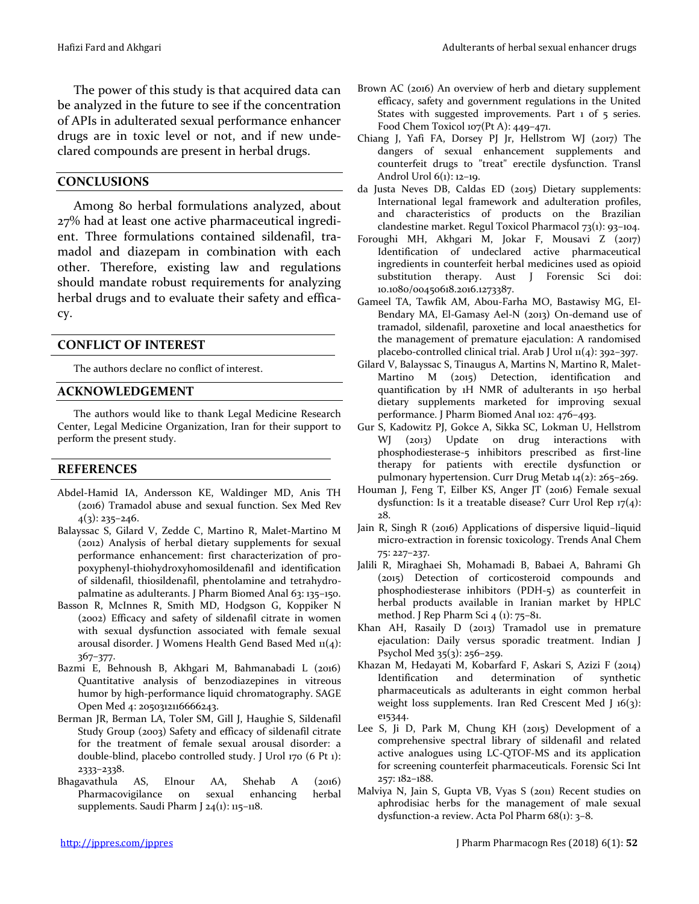The power of this study is that acquired data can be analyzed in the future to see if the concentration of APIs in adulterated sexual performance enhancer drugs are in toxic level or not, and if new undeclared compounds are present in herbal drugs.

## CONCLUSIONS

Among 80 herbal formulations analyzed, about 27% had at least one active pharmaceutical ingredient. Three formulations contained sildenafil, tramadol and diazepam in combination with each other. Therefore, existing law and regulations should mandate robust requirements for analyzing herbal drugs and to evaluate their safety and efficacy.

## CONFLICT OF INTEREST

The authors declare no conflict of interest.

## ACKNOWLEDGEMENT

The authors would like to thank Legal Medicine Research Center, Legal Medicine Organization, Iran for their support to perform the present study.

## REFERENCES

Abdel-Hamid IA, Andersson KE, Waldinger MD, Anis TH (2016) Tramadol abuse and sexual function. Sex Med Rev 4(3): 235–246.

Balayssac S, Gilard V, Zedde C, Martino R, Malet-Martino M (2012) Analysis of herbal dietary supplements for sexual performance enhancement: first characterization of propoxyphenyl-thiohydroxyhomosildenafil and identification of sildenafil, thiosildenafil, phentolamine and tetrahydropalmatine as adulterants. J Pharm Biomed Anal 63: 135–150.

Basson R, McInnes R, Smith MD, Hodgson G, Koppiker N (2002) Efficacy and safety of sildenafil citrate in women with sexual dysfunction associated with female sexual arousal disorder. J Womens Health Gend Based Med 11(4): 367–377.

Bazmi E, Behnoush B, Akhgari M, Bahmanabadi L (2016) Quantitative analysis of benzodiazepines in vitreous humor by high-performance liquid chromatography. SAGE Open Med 4: 2050312116666243.

Berman JR, Berman LA, Toler SM, Gill J, Haughie S, Sildenafil Study Group (2003) Safety and efficacy of sildenafil citrate for the treatment of female sexual arousal disorder: a double-blind, placebo controlled study. J Urol 170 (6 Pt 1): 2333–2338.

Bhagavathula AS, Elnour AA, Shehab A (2016) Pharmacovigilance on sexual enhancing herbal supplements. Saudi Pharm J 24(1): 115–118.

Brown AC (2016) An overview of herb and dietary supplement efficacy, safety and government regulations in the United States with suggested improvements. Part 1 of 5 series. Food Chem Toxicol 107(Pt A): 449–471.

Chiang J, Yafi FA, Dorsey PJ Jr, Hellstrom WJ (2017) The dangers of sexual enhancement supplements and counterfeit drugs to "treat" erectile dysfunction. Transl Androl Urol 6(1): 12–19.

da Justa Neves DB, Caldas ED (2015) Dietary supplements: International legal framework and adulteration profiles, and characteristics of products on the Brazilian clandestine market. Regul Toxicol Pharmacol 73(1): 93–104.

Foroughi MH, Akhgari M, Jokar F, Mousavi Z (2017) Identification of undeclared active pharmaceutical ingredients in counterfeit herbal medicines used as opioid substitution therapy. Aust J Forensic Sci doi: 10.1080/00450618.2016.1273387.

Gameel TA, Tawfik AM, Abou-Farha MO, Bastawisy MG, El-Bendary MA, El-Gamasy Ael-N (2013) On-demand use of tramadol, sildenafil, paroxetine and local anaesthetics for the management of premature ejaculation: A randomised placebo-controlled clinical trial. Arab J Urol 11(4): 392–397.

Gilard V, Balayssac S, Tinaugus A, Martins N, Martino R, Malet-Martino M (2015) Detection, identification and quantification by 1H NMR of adulterants in 150 herbal dietary supplements marketed for improving sexual performance. J Pharm Biomed Anal 102: 476–493.

Gur S, Kadowitz PJ, Gokce A, Sikka SC, Lokman U, Hellstrom WJ (2013) Update on drug interactions with phosphodiesterase-5 inhibitors prescribed as first-line therapy for patients with erectile dysfunction or pulmonary hypertension. Curr Drug Metab 14(2): 265–269.

Houman J, Feng T, Eilber KS, Anger JT (2016) Female sexual dysfunction: Is it a treatable disease? Curr Urol Rep 17(4): 28.

Jain R, Singh R (2016) Applications of dispersive liquid–liquid micro-extraction in forensic toxicology. Trends Anal Chem 75: 227–237.

Jalili R, Miraghaei Sh, Mohamadi B, Babaei A, Bahrami Gh (2015) Detection of corticosteroid compounds and phosphodiesterase inhibitors (PDH-5) as counterfeit in herbal products available in Iranian market by HPLC method. J Rep Pharm Sci 4 (1): 75–81.

Khan AH, Rasaily D (2013) Tramadol use in premature ejaculation: Daily versus sporadic treatment. Indian J Psychol Med 35(3): 256–259.

Khazan M, Hedayati M, Kobarfard F, Askari S, Azizi F (2014) Identification and determination of synthetic pharmaceuticals as adulterants in eight common herbal weight loss supplements. Iran Red Crescent Med J 16(3): e15344.

Lee S, Ji D, Park M, Chung KH (2015) Development of a comprehensive spectral library of sildenafil and related active analogues using LC-QTOF-MS and its application for screening counterfeit pharmaceuticals. Forensic Sci Int 257: 182–188.

Malviya N, Jain S, Gupta VB, Vyas S (2011) Recent studies on aphrodisiac herbs for the management of male sexual dysfunction-a review. Acta Pol Pharm 68(1): 3–8.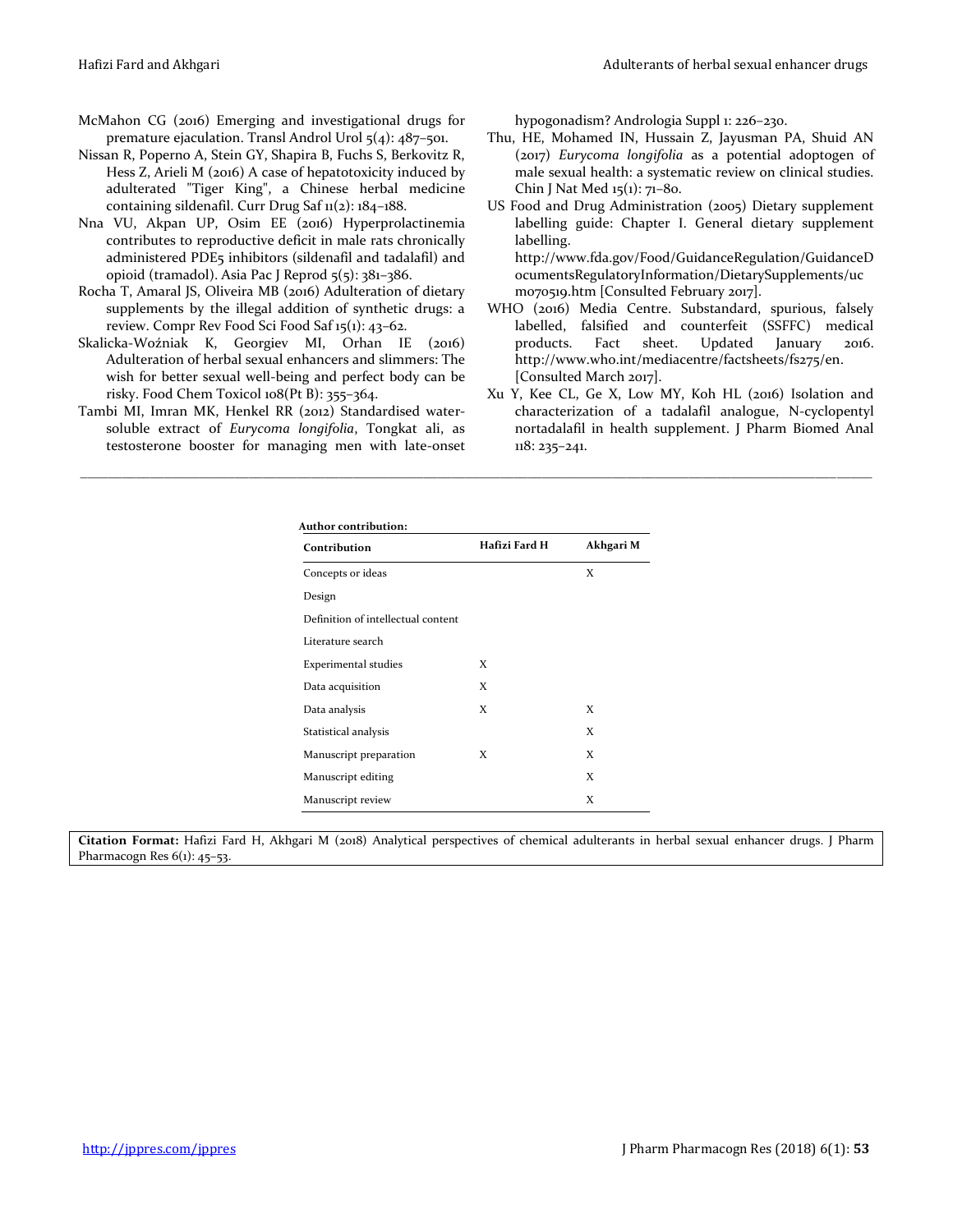McMahon CG (2016) Emerging and investigational drugs for premature ejaculation. Transl Androl Urol 5(4): 487–501.

Nissan R, Poperno A, Stein GY, Shapira B, Fuchs S, Berkovitz R, Hess Z, Arieli M (2016) A case of hepatotoxicity induced by adulterated "Tiger King", a Chinese herbal medicine containing sildenafil. Curr Drug Saf 11(2): 184–188.

Nna VU, Akpan UP, Osim EE (2016) Hyperprolactinemia contributes to reproductive deficit in male rats chronically administered PDE5 inhibitors (sildenafil and tadalafil) and opioid (tramadol). Asia Pac J Reprod 5(5): 381–386.

Rocha T, Amaral JS, Oliveira MB (2016) Adulteration of dietary supplements by the illegal addition of synthetic drugs: a review. Compr Rev Food Sci Food Saf 15(1): 43–62.

Skalicka-Woźniak K, Georgiev MI, Orhan IE (2016) Adulteration of herbal sexual enhancers and slimmers: The wish for better sexual well-being and perfect body can be risky. Food Chem Toxicol 108(Pt B): 355–364.

Tambi MI, Imran MK, Henkel RR (2012) Standardised water-soluble extract of *Eurycoma longifolia*, Tongkat ali, as testosterone booster for managing men with late-onset hypogonadism? Andrologia Suppl 1: 226–230.

Thu, HE, Mohamed IN, Hussain Z, Jayusman PA, Shuid AN (2017) *Eurycoma longifolia* as a potential adoptogen of male sexual health: a systematic review on clinical studies. Chin J Nat Med 15(1): 71–80.

US Food and Drug Administration (2005) Dietary supplement labelling guide: Chapter I. General dietary supplement labelling. http://www.fda.gov/Food/GuidanceRegulation/GuidanceDocumentsRegulatoryInformation/DietarySupplements/ucm070519.htm [Consulted February 2017].

WHO (2016) Media Centre. Substandard, spurious, falsely labelled, falsified and counterfeit (SSFFC) medical products. Fact sheet. Updated January 2016. http://www.who.int/mediacentre/factsheets/fs275/en. [Consulted March 2017].

Xu Y, Kee CL, Ge X, Low MY, Koh HL (2016) Isolation and characterization of a tadalafil analogue, N-cyclopentyl nortadalafil in health supplement. J Pharm Biomed Anal 118: 235–241.

---

**Author contribution:**

| Contribution | Hafizi Fard H | Akhgari M |
|---|---|---|
| Concepts or ideas | | X |
| Design | | |
| Definition of intellectual content | | |
| Literature search | | |
| Experimental studies | X | |
| Data acquisition | X | |
| Data analysis | X | X |
| Statistical analysis | | X |
| Manuscript preparation | X | X |
| Manuscript editing | | X |
| Manuscript review | | X |

**Citation Format:** Hafizi Fard H, Akhgari M (2018) Analytical perspectives of chemical adulterants in herbal sexual enhancer drugs. J Pharm Pharmacogn Res 6(1): 45–53.